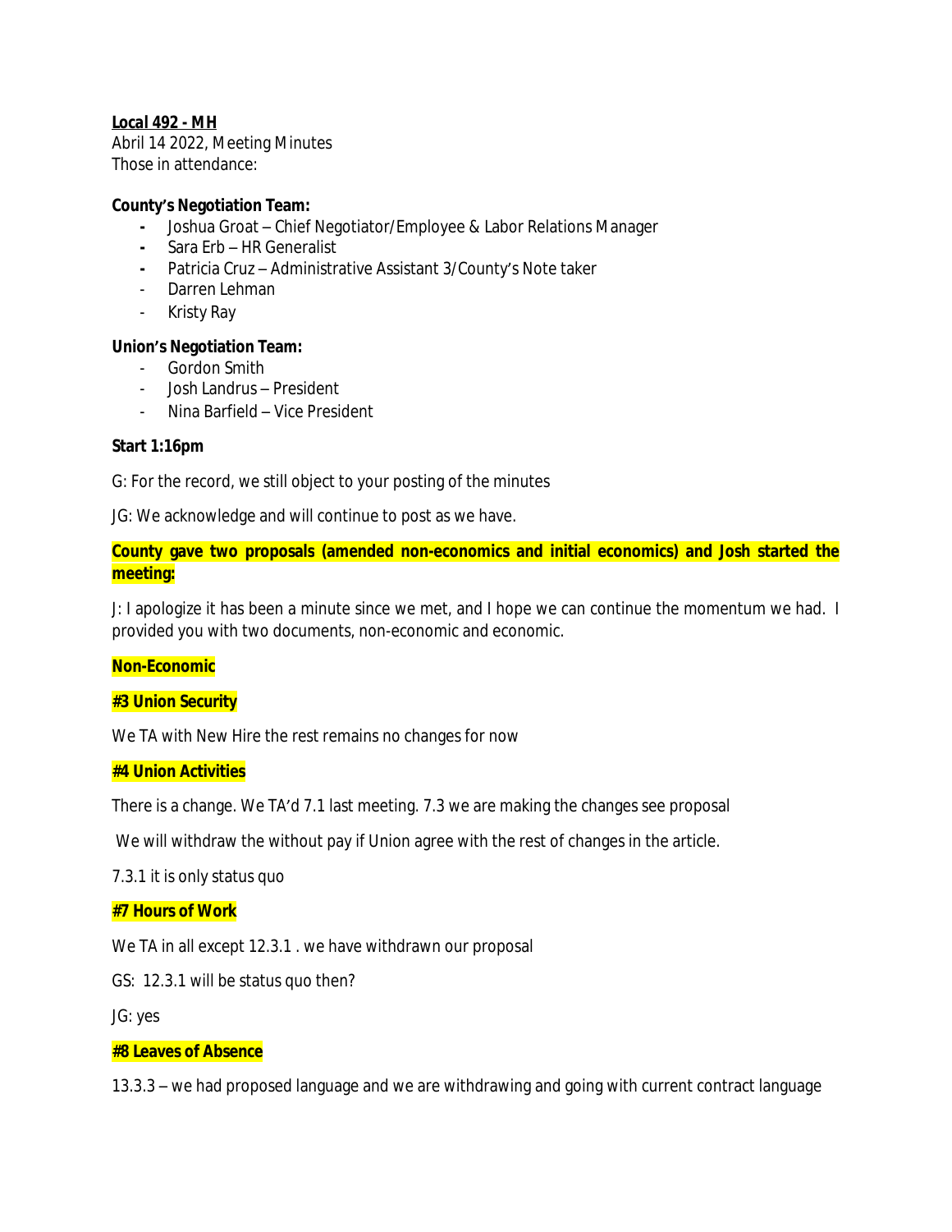**<u>Local 492 - MH</u>**
Abril 14 2022, Meeting Minutes
Those in attendance:

**County's Negotiation Team:**

- Joshua Groat – Chief Negotiator/Employee & Labor Relations Manager
- Sara Erb – HR Generalist
- Patricia Cruz – Administrative Assistant 3/County's Note taker
- Darren Lehman
- Kristy Ray

**Union's Negotiation Team:**

- Gordon Smith
- Josh Landrus – President
- Nina Barfield – Vice President

**Start 1:16pm**

G: For the record, we still object to your posting of the minutes

JG: We acknowledge and will continue to post as we have.

**County gave two proposals (amended non-economics and initial economics) and Josh started the meeting:**

J: I apologize it has been a minute since we met, and I hope we can continue the momentum we had. I provided you with two documents, non-economic and economic.

**Non-Economic**

**#3 Union Security**

We TA with New Hire the rest remains no changes for now

**#4 Union Activities**

There is a change. We TA'd 7.1 last meeting. 7.3 we are making the changes see proposal

We will withdraw the without pay if Union agree with the rest of changes in the article.

7.3.1 it is only status quo

**#7 Hours of Work**

We TA in all except 12.3.1 . we have withdrawn our proposal

GS: 12.3.1 will be status quo then?

JG: yes

**#8 Leaves of Absence**

13.3.3 – we had proposed language and we are withdrawing and going with current contract language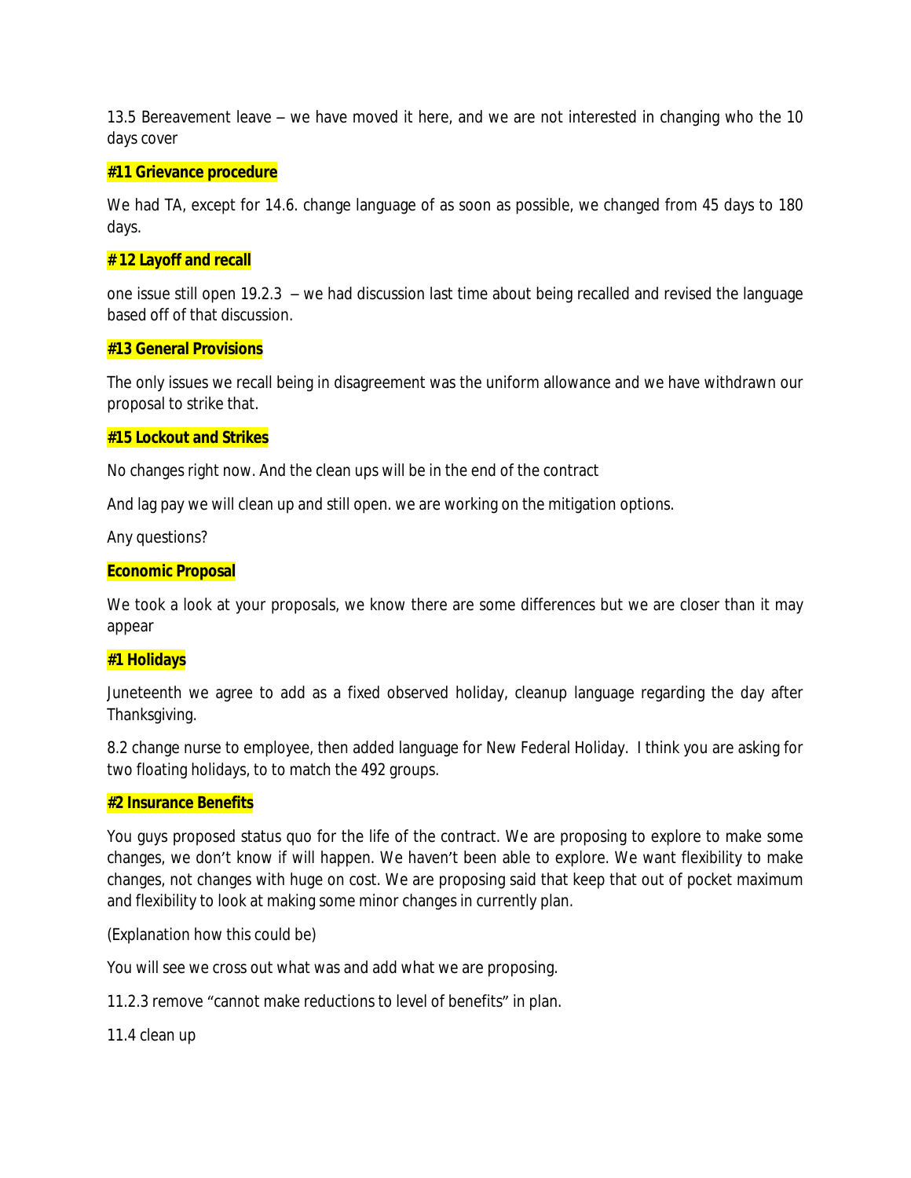13.5 Bereavement leave – we have moved it here, and we are not interested in changing who the 10 days cover

**#11 Grievance procedure**

We had TA, except for 14.6. change language of as soon as possible, we changed from 45 days to 180 days.

**# 12 Layoff and recall**

one issue still open 19.2.3 – we had discussion last time about being recalled and revised the language based off of that discussion.

**#13 General Provisions**

The only issues we recall being in disagreement was the uniform allowance and we have withdrawn our proposal to strike that.

**#15 Lockout and Strikes**

No changes right now. And the clean ups will be in the end of the contract

And lag pay we will clean up and still open. we are working on the mitigation options.

Any questions?

**Economic Proposal**

We took a look at your proposals, we know there are some differences but we are closer than it may appear

**#1 Holidays**

Juneteenth we agree to add as a fixed observed holiday, cleanup language regarding the day after Thanksgiving.

8.2 change nurse to employee, then added language for New Federal Holiday. I think you are asking for two floating holidays, to to match the 492 groups.

**#2 Insurance Benefits**

You guys proposed status quo for the life of the contract. We are proposing to explore to make some changes, we don't know if will happen. We haven't been able to explore. We want flexibility to make changes, not changes with huge on cost. We are proposing said that keep that out of pocket maximum and flexibility to look at making some minor changes in currently plan.

(Explanation how this could be)

You will see we cross out what was and add what we are proposing.

11.2.3 remove "cannot make reductions to level of benefits" in plan.

11.4 clean up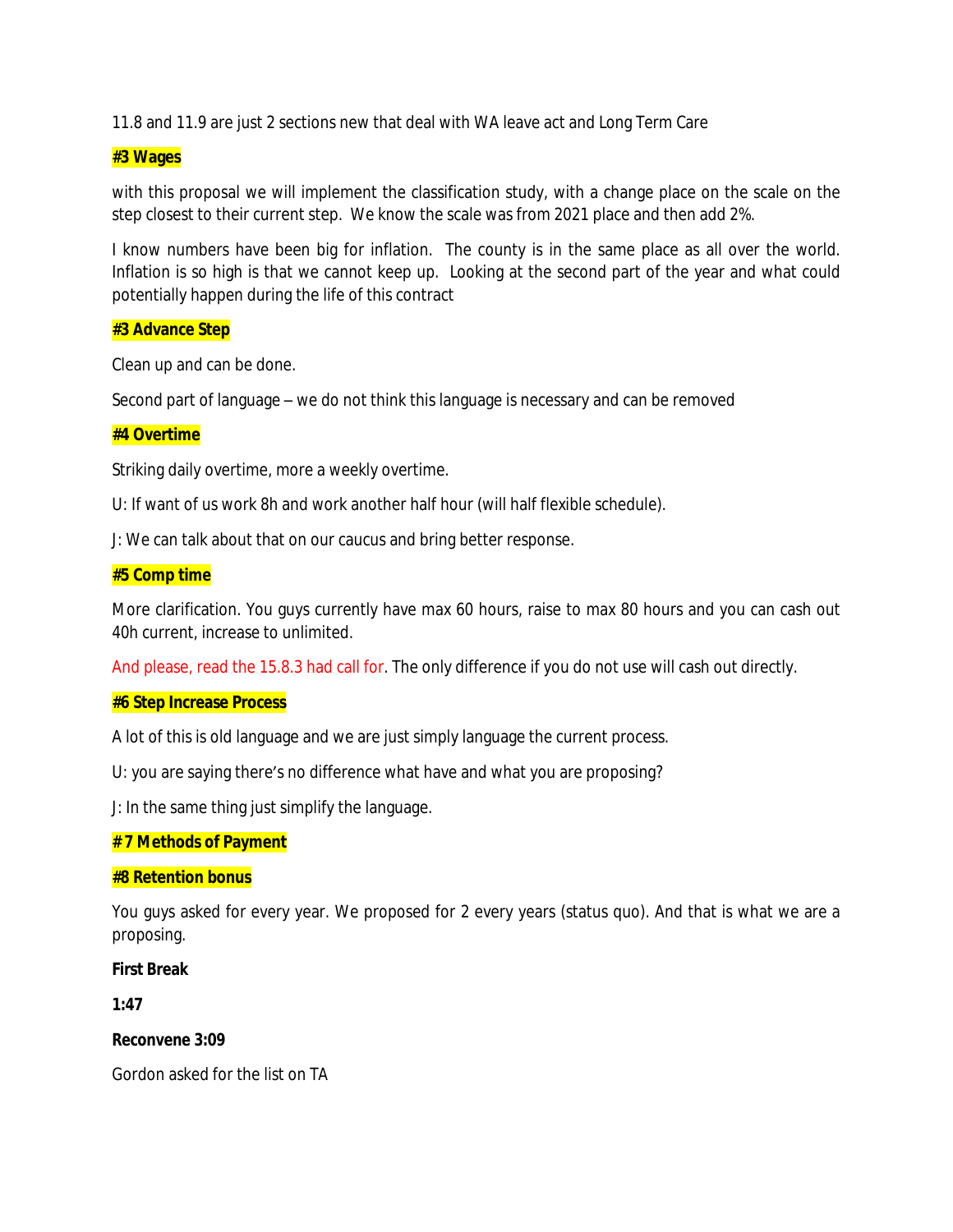11.8 and 11.9 are just 2 sections new that deal with WA leave act and Long Term Care

**#3 Wages**

with this proposal we will implement the classification study, with a change place on the scale on the step closest to their current step. We know the scale was from 2021 place and then add 2%.

I know numbers have been big for inflation. The county is in the same place as all over the world. Inflation is so high is that we cannot keep up. Looking at the second part of the year and what could potentially happen during the life of this contract

**#3 Advance Step**

Clean up and can be done.

Second part of language – we do not think this language is necessary and can be removed

**#4 Overtime**

Striking daily overtime, more a weekly overtime.

U: If want of us work 8h and work another half hour (will half flexible schedule).

J: We can talk about that on our caucus and bring better response.

**#5 Comp time**

More clarification. You guys currently have max 60 hours, raise to max 80 hours and you can cash out 40h current, increase to unlimited.

And please, read the 15.8.3 had call for. The only difference if you do not use will cash out directly.

**#6 Step Increase Process**

A lot of this is old language and we are just simply language the current process.

U: you are saying there's no difference what have and what you are proposing?

J: In the same thing just simplify the language.

**# 7 Methods of Payment**

**#8 Retention bonus**

You guys asked for every year. We proposed for 2 every years (status quo). And that is what we are a proposing.

**First Break**

**1:47**

**Reconvene 3:09**

Gordon asked for the list on TA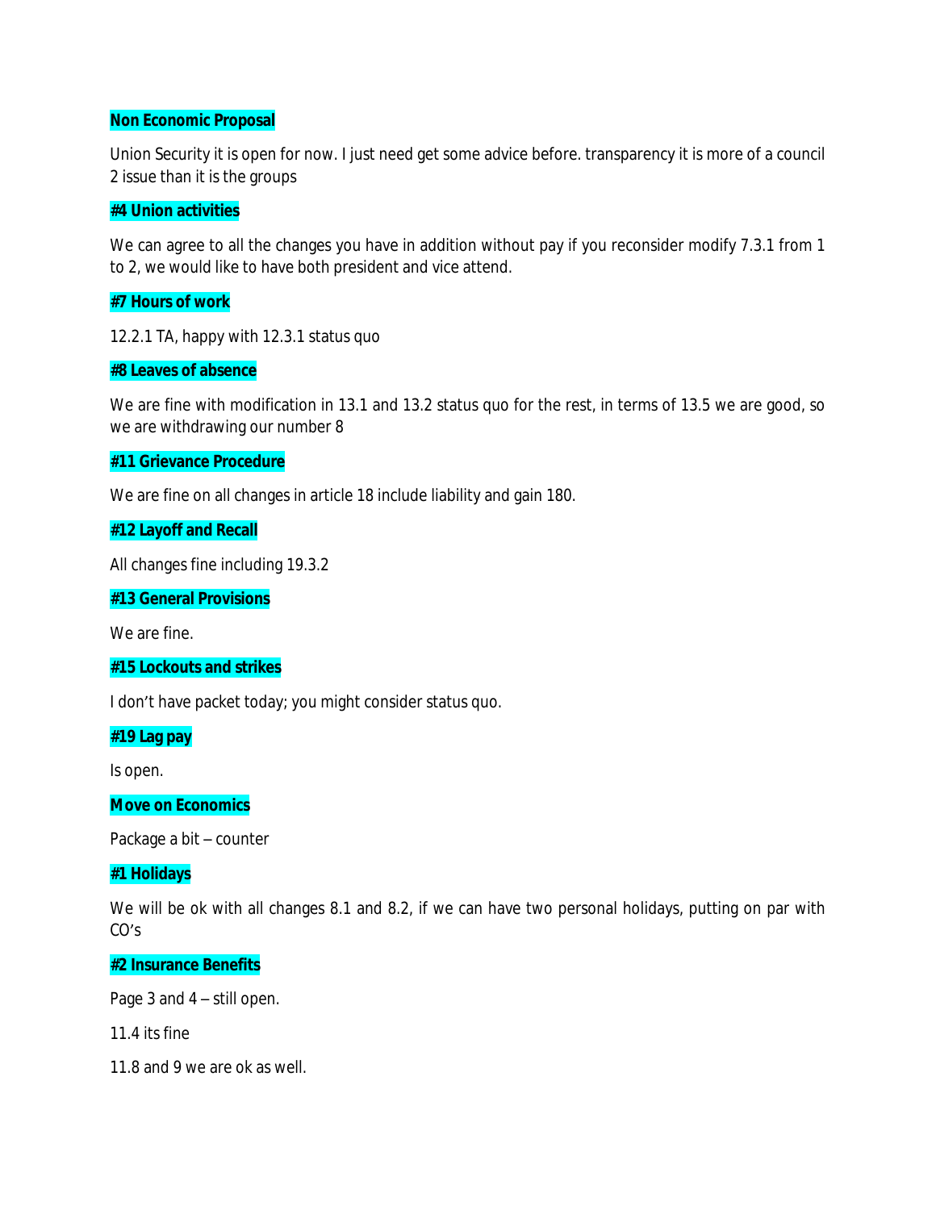**Non Economic Proposal**

Union Security it is open for now. I just need get some advice before. transparency it is more of a council 2 issue than it is the groups

**#4 Union activities**

We can agree to all the changes you have in addition without pay if you reconsider modify 7.3.1 from 1 to 2, we would like to have both president and vice attend.

**#7 Hours of work**

12.2.1 TA, happy with 12.3.1 status quo

**#8 Leaves of absence**

We are fine with modification in 13.1 and 13.2 status quo for the rest, in terms of 13.5 we are good, so we are withdrawing our number 8

**#11 Grievance Procedure**

We are fine on all changes in article 18 include liability and gain 180.

**#12 Layoff and Recall**

All changes fine including 19.3.2

**#13 General Provisions**

We are fine.

**#15 Lockouts and strikes**

I don't have packet today; you might consider status quo.

**#19 Lag pay**

Is open.

**Move on Economics**

Package a bit – counter

**#1 Holidays**

We will be ok with all changes 8.1 and 8.2, if we can have two personal holidays, putting on par with CO's

**#2 Insurance Benefits**

Page 3 and 4 – still open.

11.4 its fine

11.8 and 9 we are ok as well.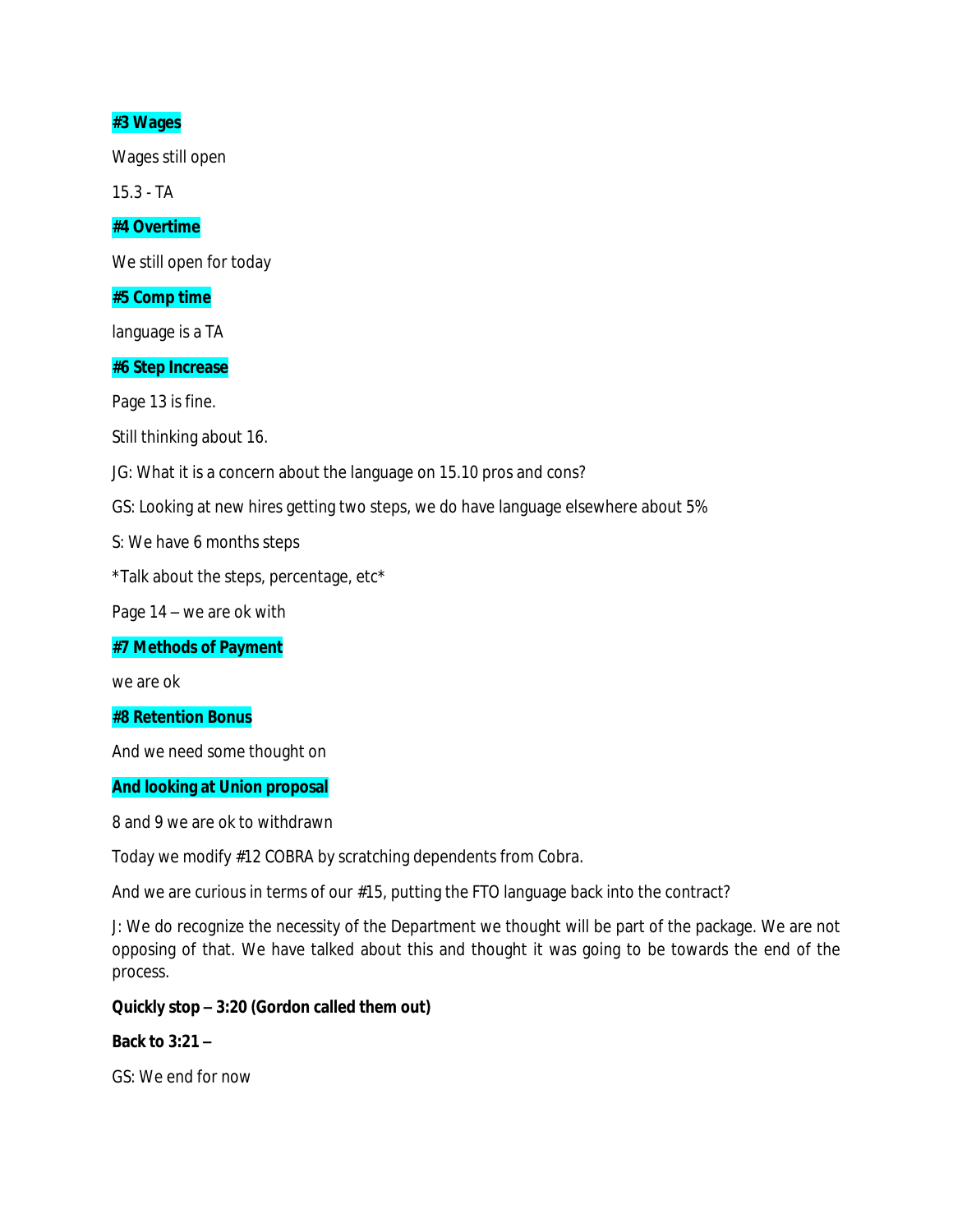**#3 Wages**

Wages still open

15.3 - TA

**#4 Overtime**

We still open for today

**#5 Comp time**

language is a TA

**#6 Step Increase**

Page 13 is fine.

Still thinking about 16.

JG: What it is a concern about the language on 15.10 pros and cons?

GS: Looking at new hires getting two steps, we do have language elsewhere about 5%

S: We have 6 months steps

*Talk about the steps, percentage, etc*

Page 14 – we are ok with

**#7 Methods of Payment**

we are ok

**#8 Retention Bonus**

And we need some thought on

**And looking at Union proposal**

8 and 9 we are ok to withdrawn

Today we modify #12 COBRA by scratching dependents from Cobra.

And we are curious in terms of our #15, putting the FTO language back into the contract?

J: We do recognize the necessity of the Department we thought will be part of the package. We are not opposing of that. We have talked about this and thought it was going to be towards the end of the process.

**Quickly stop – 3:20 (Gordon called them out)**

**Back to 3:21 –**

GS: We end for now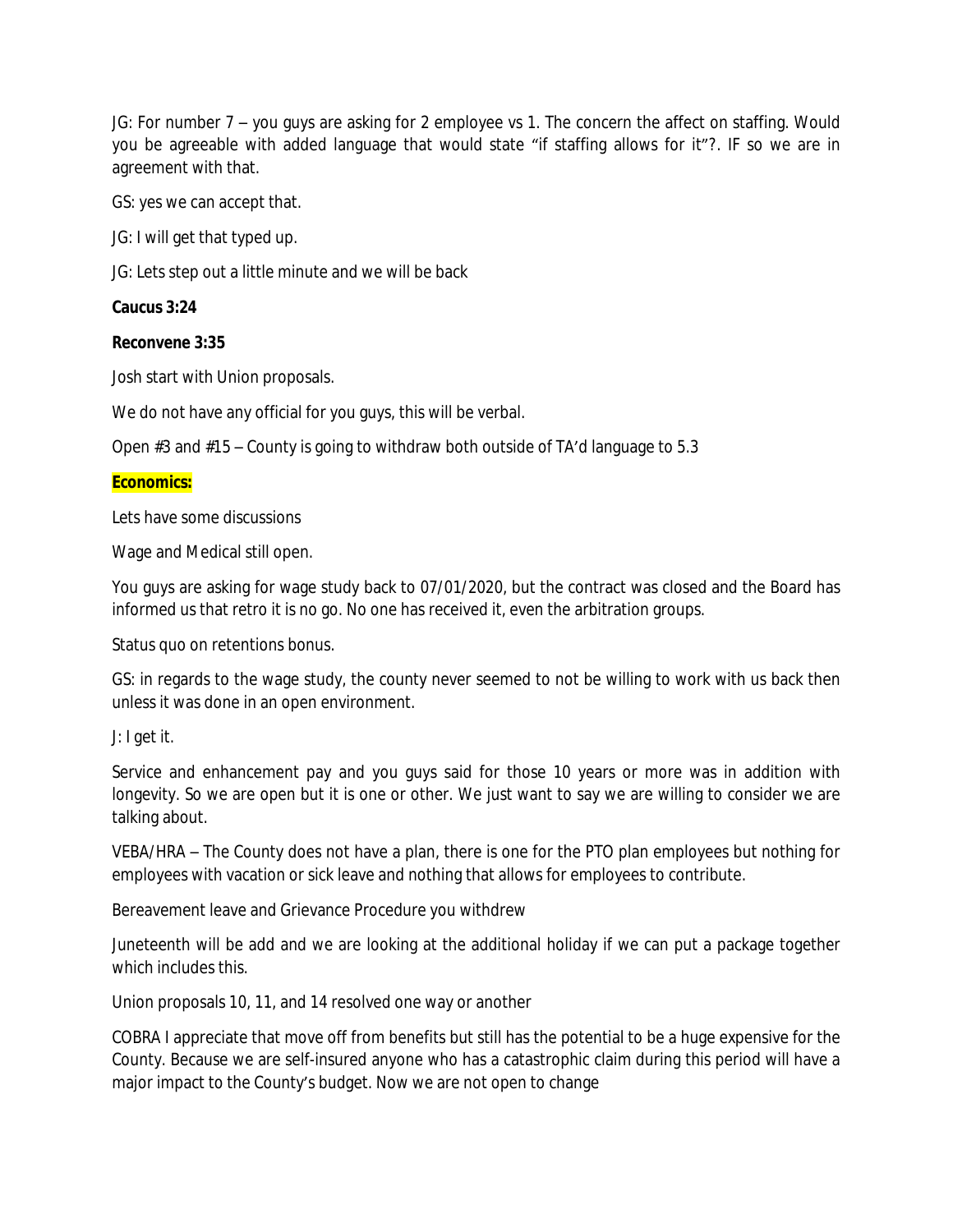JG: For number 7 – you guys are asking for 2 employee vs 1. The concern the affect on staffing. Would you be agreeable with added language that would state "if staffing allows for it"?. IF so we are in agreement with that.

GS: yes we can accept that.

JG: I will get that typed up.

JG: Lets step out a little minute and we will be back

**Caucus 3:24**

**Reconvene 3:35**

Josh start with Union proposals.

We do not have any official for you guys, this will be verbal.

Open #3 and #15 – County is going to withdraw both outside of TA'd language to 5.3

**Economics:**

Lets have some discussions

Wage and Medical still open.

You guys are asking for wage study back to 07/01/2020, but the contract was closed and the Board has informed us that retro it is no go. No one has received it, even the arbitration groups.

Status quo on retentions bonus.

GS: in regards to the wage study, the county never seemed to not be willing to work with us back then unless it was done in an open environment.

J: I get it.

Service and enhancement pay and you guys said for those 10 years or more was in addition with longevity. So we are open but it is one or other. We just want to say we are willing to consider we are talking about.

VEBA/HRA – The County does not have a plan, there is one for the PTO plan employees but nothing for employees with vacation or sick leave and nothing that allows for employees to contribute.

Bereavement leave and Grievance Procedure you withdrew

Juneteenth will be add and we are looking at the additional holiday if we can put a package together which includes this.

Union proposals 10, 11, and 14 resolved one way or another

COBRA I appreciate that move off from benefits but still has the potential to be a huge expensive for the County. Because we are self-insured anyone who has a catastrophic claim during this period will have a major impact to the County's budget. Now we are not open to change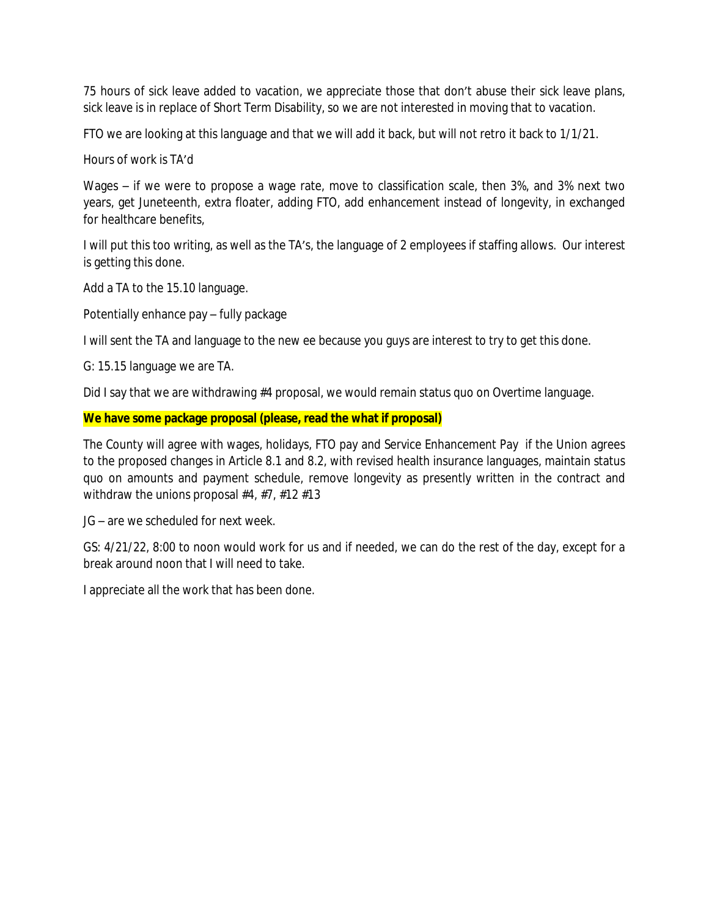75 hours of sick leave added to vacation, we appreciate those that don't abuse their sick leave plans, sick leave is in replace of Short Term Disability, so we are not interested in moving that to vacation.

FTO we are looking at this language and that we will add it back, but will not retro it back to 1/1/21.

Hours of work is TA'd

Wages – if we were to propose a wage rate, move to classification scale, then 3%, and 3% next two years, get Juneteenth, extra floater, adding FTO, add enhancement instead of longevity, in exchanged for healthcare benefits,

I will put this too writing, as well as the TA's, the language of 2 employees if staffing allows. Our interest is getting this done.

Add a TA to the 15.10 language.

Potentially enhance pay – fully package

I will sent the TA and language to the new ee because you guys are interest to try to get this done.

G: 15.15 language we are TA.

Did I say that we are withdrawing #4 proposal, we would remain status quo on Overtime language.

**We have some package proposal (please, read the what if proposal)**

The County will agree with wages, holidays, FTO pay and Service Enhancement Pay if the Union agrees to the proposed changes in Article 8.1 and 8.2, with revised health insurance languages, maintain status quo on amounts and payment schedule, remove longevity as presently written in the contract and withdraw the unions proposal #4, #7, #12 #13

JG – are we scheduled for next week.

GS: 4/21/22, 8:00 to noon would work for us and if needed, we can do the rest of the day, except for a break around noon that I will need to take.

I appreciate all the work that has been done.